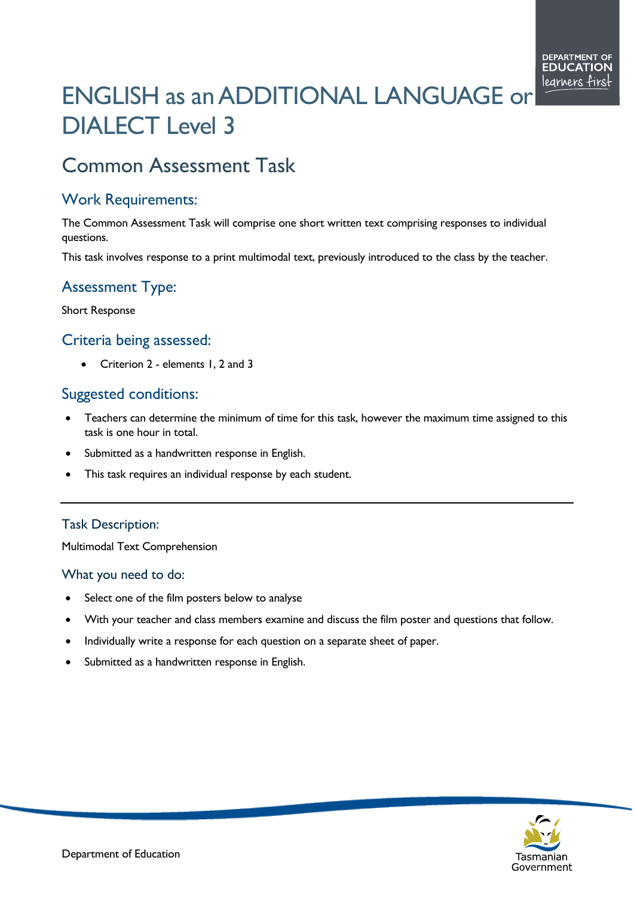# ENGLISH as an ADDITIONAL LANGUAGE or DIALECT Level 3

## Common Assessment Task

### Work Requirements:

The Common Assessment Task will comprise one short written text comprising responses to individual questions.

This task involves response to a print multimodal text, previously introduced to the class by the teacher.

### Assessment Type:

Short Response

### Criteria being assessed:

- Criterion 2 - elements 1, 2 and 3

### Suggested conditions:

- Teachers can determine the minimum of time for this task, however the maximum time assigned to this task is one hour in total.
- Submitted as a handwritten response in English.
- This task requires an individual response by each student.

---

### Task Description:

Multimodal Text Comprehension

### What you need to do:

- Select one of the film posters below to analyse
- With your teacher and class members examine and discuss the film poster and questions that follow.
- Individually write a response for each question on a separate sheet of paper.
- Submitted as a handwritten response in English.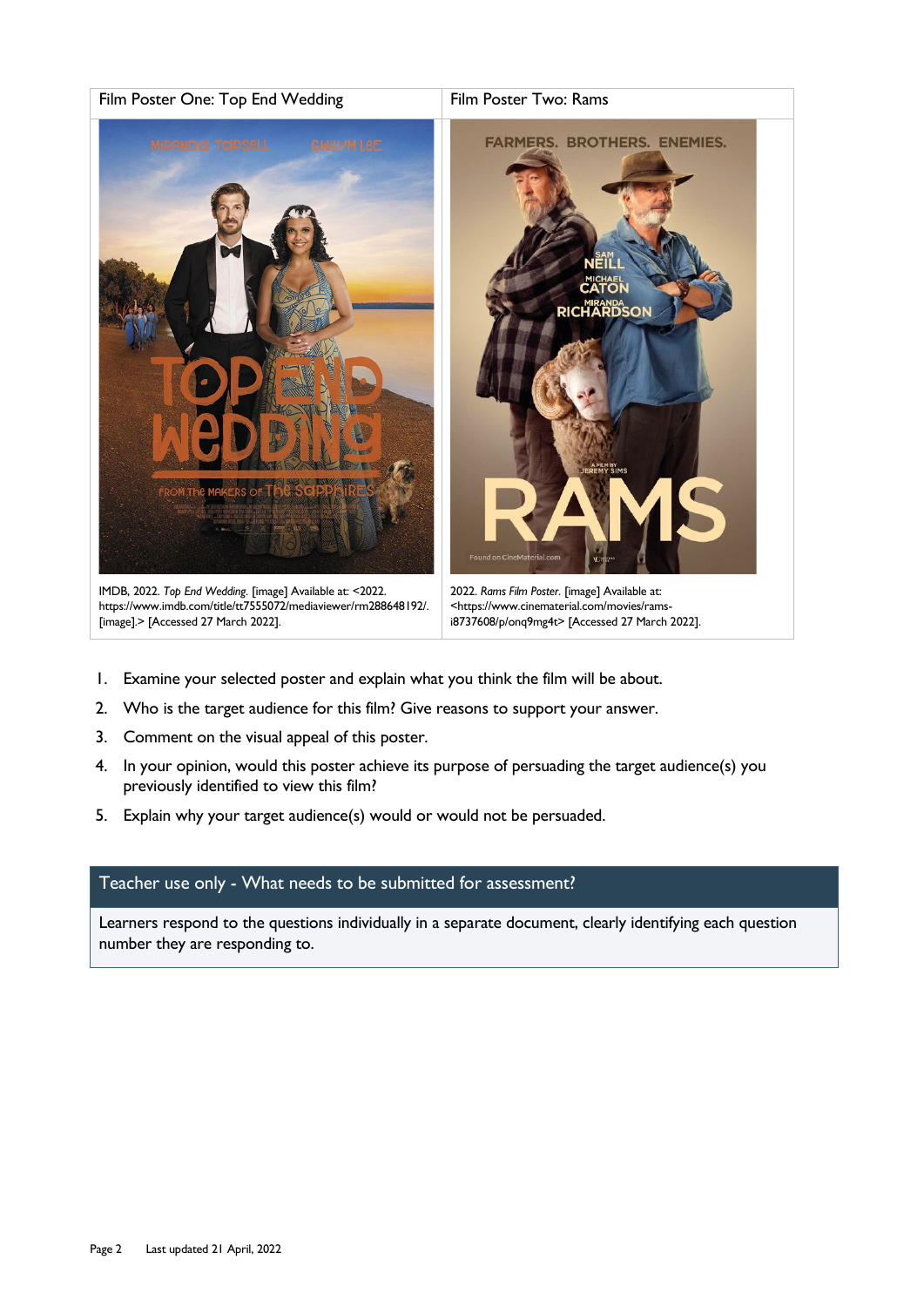| Film Poster One: Top End Wedding | Film Poster Two: Rams |
| --- | --- |
| IMDB, 2022. *Top End Wedding*. [image] Available at: <2022. https://www.imdb.com/title/tt7555072/mediaviewer/rm288648192/. [image].> [Accessed 27 March 2022]. | 2022. *Rams Film Poster*. [image] Available at: <https://www.cinematerial.com/movies/rams-i8737608/p/onq9mg4t> [Accessed 27 March 2022]. |

1. Examine your selected poster and explain what you think the film will be about.
2. Who is the target audience for this film? Give reasons to support your answer.
3. Comment on the visual appeal of this poster.
4. In your opinion, would this poster achieve its purpose of persuading the target audience(s) you previously identified to view this film?
5. Explain why your target audience(s) would or would not be persuaded.

## Teacher use only - What needs to be submitted for assessment?

Learners respond to the questions individually in a separate document, clearly identifying each question number they are responding to.